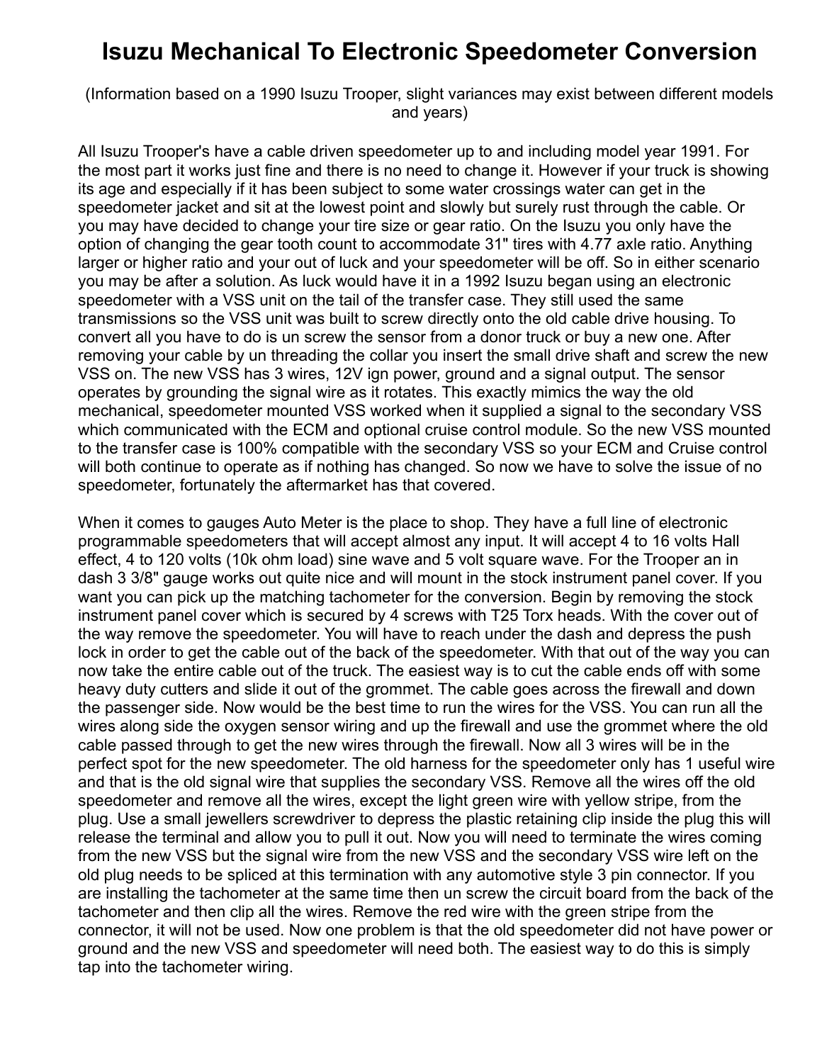# Isuzu Mechanical To Electronic Speedometer Conversion

(Information based on a 1990 Isuzu Trooper, slight variances may exist between different models and years)

All Isuzu Trooper's have a cable driven speedometer up to and including model year 1991. For the most part it works just fine and there is no need to change it. However if your truck is showing its age and especially if it has been subject to some water crossings water can get in the speedometer jacket and sit at the lowest point and slowly but surely rust through the cable. Or you may have decided to change your tire size or gear ratio. On the Isuzu you only have the option of changing the gear tooth count to accommodate 31" tires with 4.77 axle ratio. Anything larger or higher ratio and your out of luck and your speedometer will be off. So in either scenario you may be after a solution. As luck would have it in a 1992 Isuzu began using an electronic speedometer with a VSS unit on the tail of the transfer case. They still used the same transmissions so the VSS unit was built to screw directly onto the old cable drive housing. To convert all you have to do is un screw the sensor from a donor truck or buy a new one. After removing your cable by un threading the collar you insert the small drive shaft and screw the new VSS on. The new VSS has 3 wires, 12V ign power, ground and a signal output. The sensor operates by grounding the signal wire as it rotates. This exactly mimics the way the old mechanical, speedometer mounted VSS worked when it supplied a signal to the secondary VSS which communicated with the ECM and optional cruise control module. So the new VSS mounted to the transfer case is 100% compatible with the secondary VSS so your ECM and Cruise control will both continue to operate as if nothing has changed. So now we have to solve the issue of no speedometer, fortunately the aftermarket has that covered.

When it comes to gauges Auto Meter is the place to shop. They have a full line of electronic programmable speedometers that will accept almost any input. It will accept 4 to 16 volts Hall effect, 4 to 120 volts (10k ohm load) sine wave and 5 volt square wave. For the Trooper an in dash 3 3/8" gauge works out quite nice and will mount in the stock instrument panel cover. If you want you can pick up the matching tachometer for the conversion. Begin by removing the stock instrument panel cover which is secured by 4 screws with T25 Torx heads. With the cover out of the way remove the speedometer. You will have to reach under the dash and depress the push lock in order to get the cable out of the back of the speedometer. With that out of the way you can now take the entire cable out of the truck. The easiest way is to cut the cable ends off with some heavy duty cutters and slide it out of the grommet. The cable goes across the firewall and down the passenger side. Now would be the best time to run the wires for the VSS. You can run all the wires along side the oxygen sensor wiring and up the firewall and use the grommet where the old cable passed through to get the new wires through the firewall. Now all 3 wires will be in the perfect spot for the new speedometer. The old harness for the speedometer only has 1 useful wire and that is the old signal wire that supplies the secondary VSS. Remove all the wires off the old speedometer and remove all the wires, except the light green wire with yellow stripe, from the plug. Use a small jewellers screwdriver to depress the plastic retaining clip inside the plug this will release the terminal and allow you to pull it out. Now you will need to terminate the wires coming from the new VSS but the signal wire from the new VSS and the secondary VSS wire left on the old plug needs to be spliced at this termination with any automotive style 3 pin connector. If you are installing the tachometer at the same time then un screw the circuit board from the back of the tachometer and then clip all the wires. Remove the red wire with the green stripe from the connector, it will not be used. Now one problem is that the old speedometer did not have power or ground and the new VSS and speedometer will need both. The easiest way to do this is simply tap into the tachometer wiring.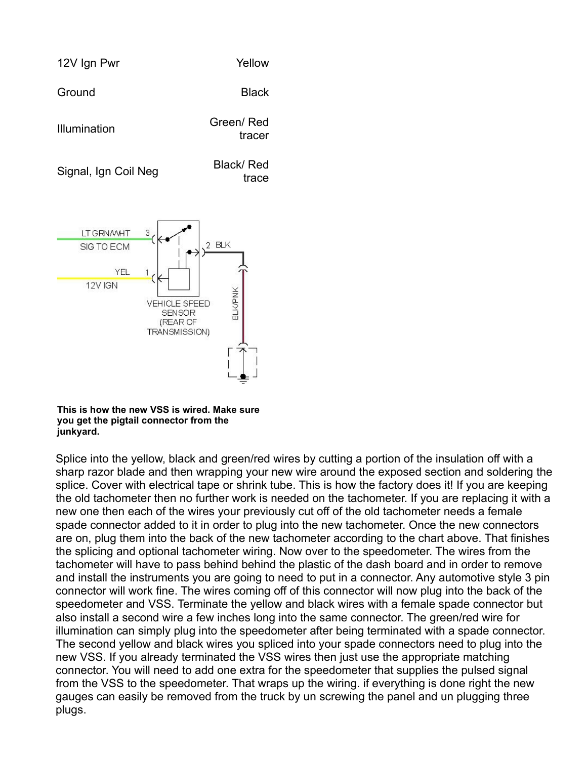| | |
|---|---|
| 12V Ign Pwr | Yellow |
| Ground | Black |
| Illumination | Green/ Red tracer |
| Signal, Ign Coil Neg | Black/ Red trace |

**This is how the new VSS is wired. Make sure you get the pigtail connector from the junkyard.**

Splice into the yellow, black and green/red wires by cutting a portion of the insulation off with a sharp razor blade and then wrapping your new wire around the exposed section and soldering the splice. Cover with electrical tape or shrink tube. This is how the factory does it! If you are keeping the old tachometer then no further work is needed on the tachometer. If you are replacing it with a new one then each of the wires your previously cut off of the old tachometer needs a female spade connector added to it in order to plug into the new tachometer. Once the new connectors are on, plug them into the back of the new tachometer according to the chart above. That finishes the splicing and optional tachometer wiring. Now over to the speedometer. The wires from the tachometer will have to pass behind behind the plastic of the dash board and in order to remove and install the instruments you are going to need to put in a connector. Any automotive style 3 pin connector will work fine. The wires coming off of this connector will now plug into the back of the speedometer and VSS. Terminate the yellow and black wires with a female spade connector but also install a second wire a few inches long into the same connector. The green/red wire for illumination can simply plug into the speedometer after being terminated with a spade connector. The second yellow and black wires you spliced into your spade connectors need to plug into the new VSS. If you already terminated the VSS wires then just use the appropriate matching connector. You will need to add one extra for the speedometer that supplies the pulsed signal from the VSS to the speedometer. That wraps up the wiring. if everything is done right the new gauges can easily be removed from the truck by un screwing the panel and un plugging three plugs.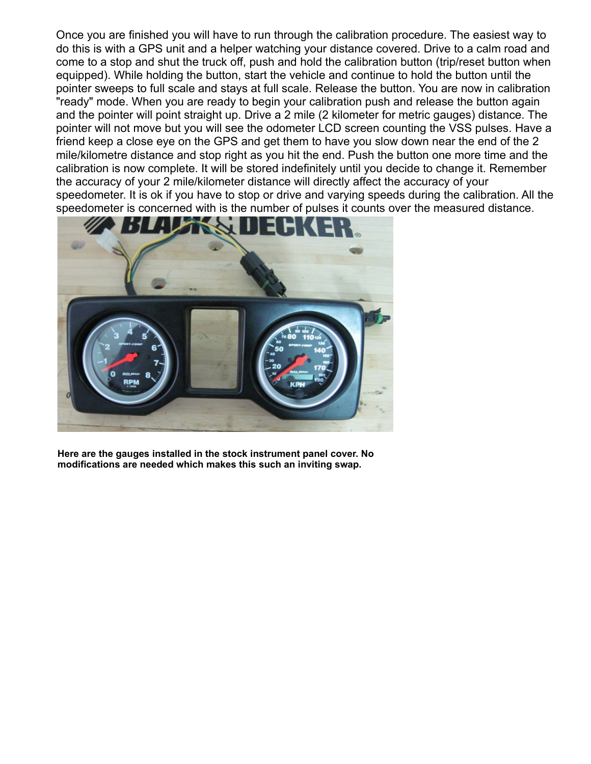Once you are finished you will have to run through the calibration procedure. The easiest way to do this is with a GPS unit and a helper watching your distance covered. Drive to a calm road and come to a stop and shut the truck off, push and hold the calibration button (trip/reset button when equipped). While holding the button, start the vehicle and continue to hold the button until the pointer sweeps to full scale and stays at full scale. Release the button. You are now in calibration "ready" mode. When you are ready to begin your calibration push and release the button again and the pointer will point straight up. Drive a 2 mile (2 kilometer for metric gauges) distance. The pointer will not move but you will see the odometer LCD screen counting the VSS pulses. Have a friend keep a close eye on the GPS and get them to have you slow down near the end of the 2 mile/kilometre distance and stop right as you hit the end. Push the button one more time and the calibration is now complete. It will be stored indefinitely until you decide to change it. Remember the accuracy of your 2 mile/kilometer distance will directly affect the accuracy of your speedometer. It is ok if you have to stop or drive and varying speeds during the calibration. All the speedometer is concerned with is the number of pulses it counts over the measured distance.

**Here are the gauges installed in the stock instrument panel cover. No modifications are needed which makes this such an inviting swap.**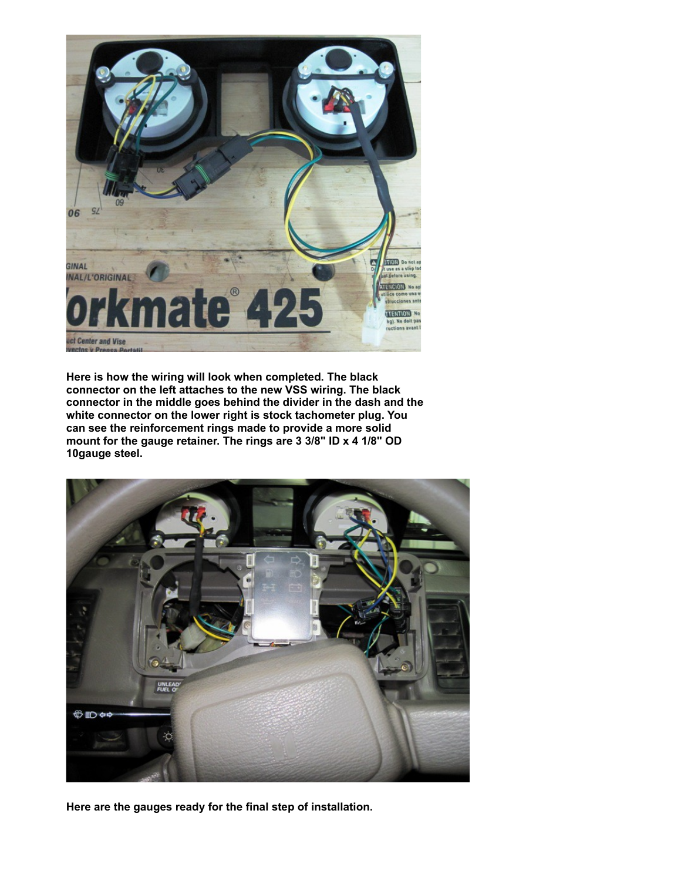**Here is how the wiring will look when completed. The black connector on the left attaches to the new VSS wiring. The black connector in the middle goes behind the divider in the dash and the white connector on the lower right is stock tachometer plug. You can see the reinforcement rings made to provide a more solid mount for the gauge retainer. The rings are 3 3/8" ID x 4 1/8" OD 10gauge steel.**

**Here are the gauges ready for the final step of installation.**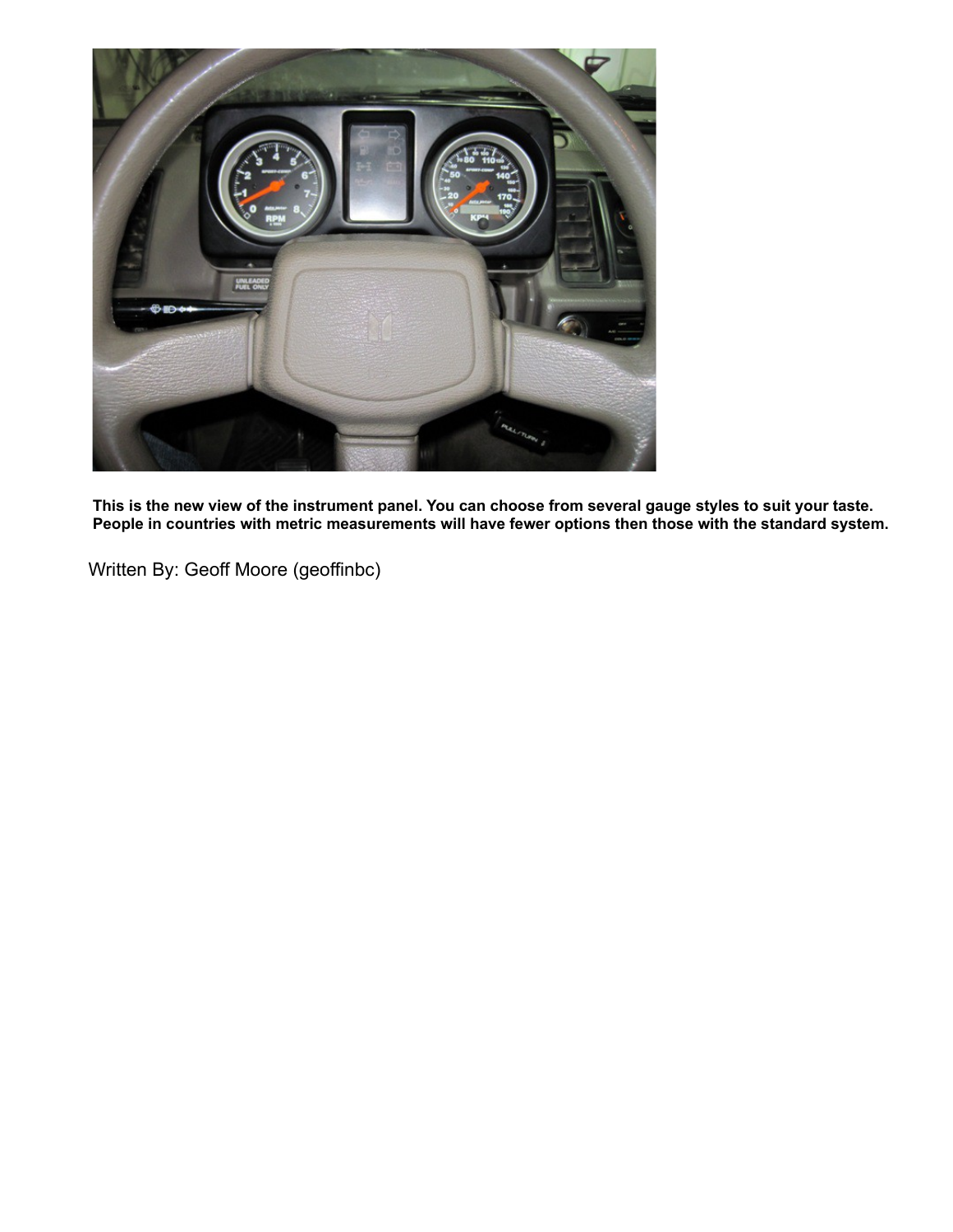**This is the new view of the instrument panel. You can choose from several gauge styles to suit your taste. People in countries with metric measurements will have fewer options then those with the standard system.**

Written By: Geoff Moore (geoffinbc)